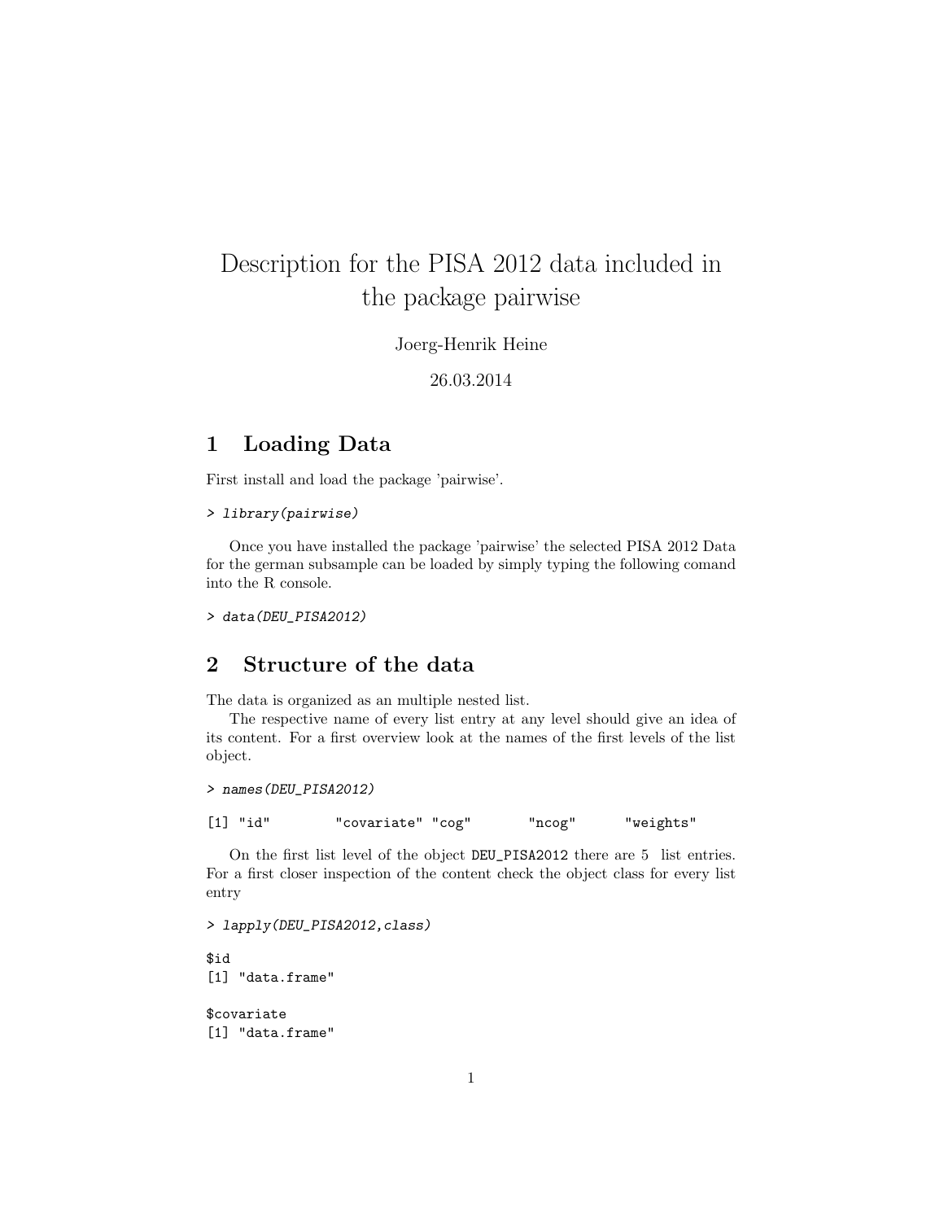# Description for the PISA 2012 data included in the package pairwise

Joerg-Henrik Heine

26.03.2014

## 1 Loading Data

First install and load the package 'pairwise'.

```
> library(pairwise)
```

Once you have installed the package 'pairwise' the selected PISA 2012 Data for the german subsample can be loaded by simply typing the following comand into the R console.

```
> data(DEU_PISA2012)
```

## 2 Structure of the data

The data is organized as an multiple nested list.

The respective name of every list entry at any level should give an idea of its content. For a first overview look at the names of the first levels of the list object.

```
> names(DEU_PISA2012)

[1] "id"        "covariate" "cog"       "ncog"      "weights"
```

On the first list level of the object DEU_PISA2012 there are 5 list entries. For a first closer inspection of the content check the object class for every list entry

```
> lapply(DEU_PISA2012,class)

$id
[1] "data.frame"

$covariate
[1] "data.frame"
```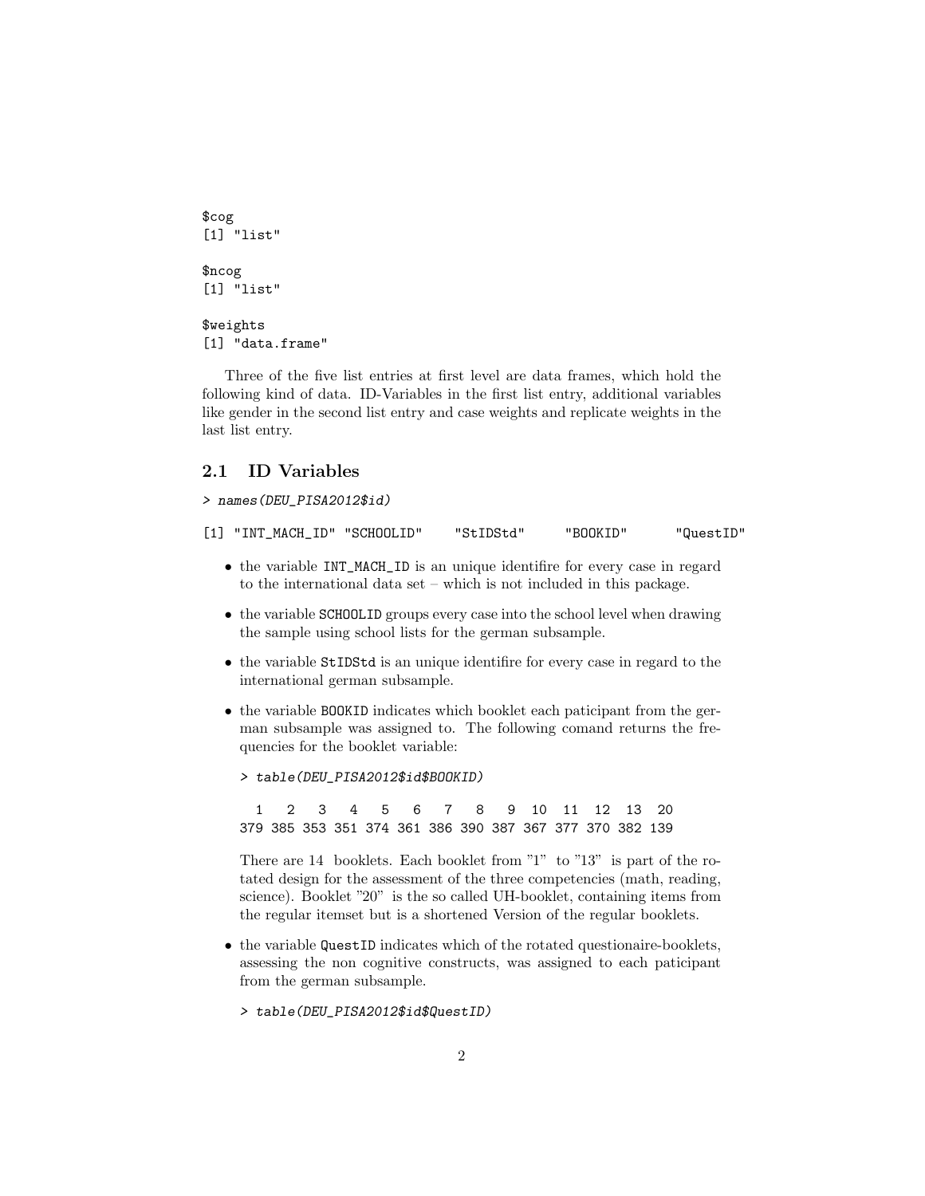```
$cog
[1] "list"

$ncog
[1] "list"

$weights
[1] "data.frame"
```

Three of the five list entries at first level are data frames, which hold the following kind of data. ID-Variables in the first list entry, additional variables like gender in the second list entry and case weights and replicate weights in the last list entry.

## 2.1 ID Variables

```
> names(DEU_PISA2012$id)

[1] "INT_MACH_ID" "SCHOOLID"    "StIDStd"      "BOOKID"       "QuestID"
```

- the variable `INT_MACH_ID` is an unique identifire for every case in regard to the international data set – which is not included in this package.
- the variable `SCHOOLID` groups every case into the school level when drawing the sample using school lists for the german subsample.
- the variable `StIDStd` is an unique identifire for every case in regard to the international german subsample.
- the variable `BOOKID` indicates which booklet each paticipant from the german subsample was assigned to. The following comand returns the frequencies for the booklet variable:

  ```
  > table(DEU_PISA2012$id$BOOKID)

    1   2   3   4   5   6   7   8   9  10  11  12  13  20
  379 385 353 351 374 361 386 390 387 367 377 370 382 139
  ```

  There are 14 booklets. Each booklet from "1" to "13" is part of the rotated design for the assessment of the three competencies (math, reading, science). Booklet "20" is the so called UH-booklet, containing items from the regular itemset but is a shortened Version of the regular booklets.

- the variable `QuestID` indicates which of the rotated questionaire-booklets, assessing the non cognitive constructs, was assigned to each paticipant from the german subsample.

  ```
  > table(DEU_PISA2012$id$QuestID)
  ```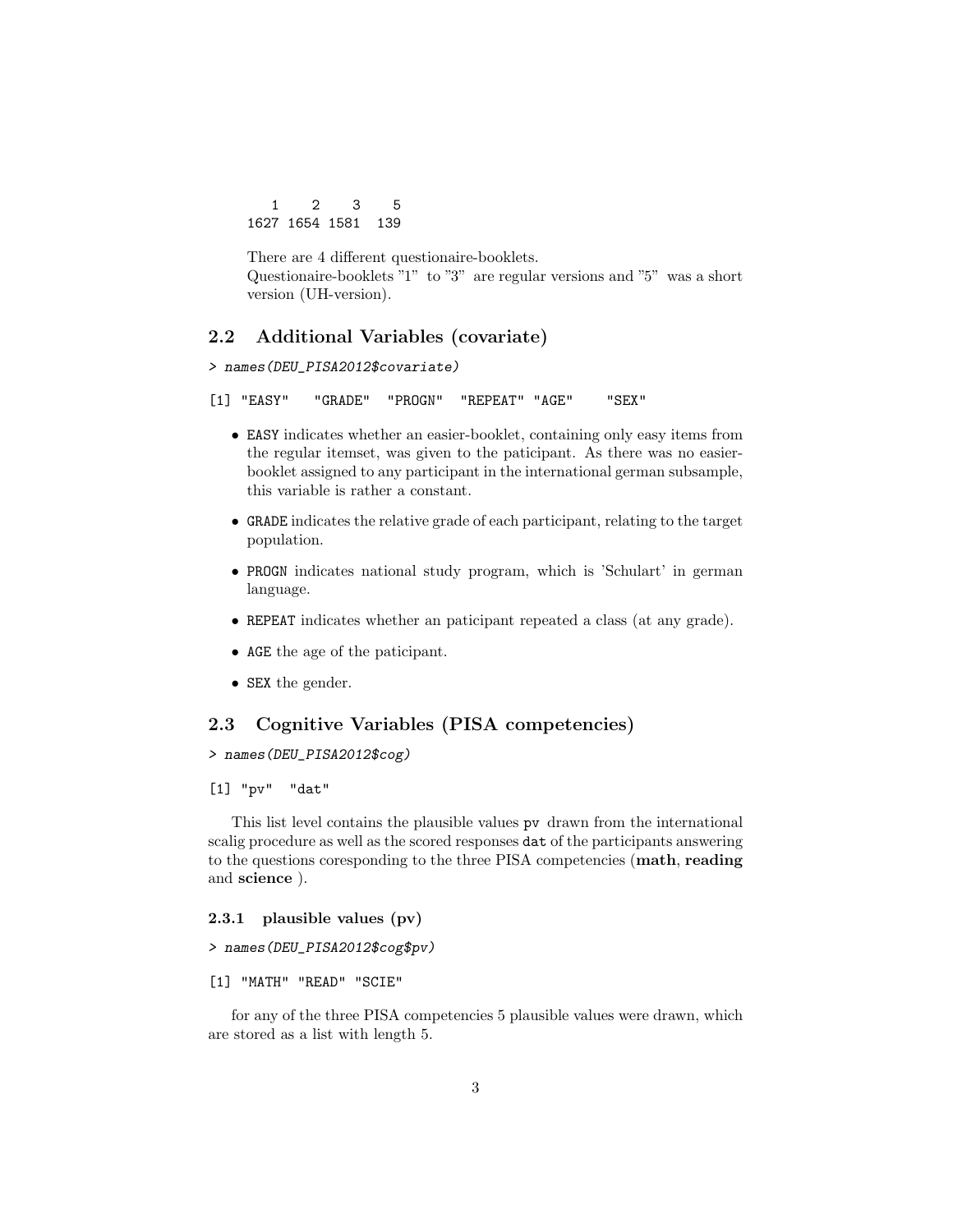```
   1    2    3    5
1627 1654 1581  139
```

There are 4 different questionaire-booklets.
Questionaire-booklets "1" to "3" are regular versions and "5" was a short version (UH-version).

## 2.2 Additional Variables (covariate)

```
> names(DEU_PISA2012$covariate)
```

```
[1] "EASY"   "GRADE"  "PROGN"  "REPEAT" "AGE"    "SEX"
```

- `EASY` indicates whether an easier-booklet, containing only easy items from the regular itemset, was given to the paticipant. As there was no easier-booklet assigned to any participant in the international german subsample, this variable is rather a constant.
- `GRADE` indicates the relative grade of each participant, relating to the target population.
- `PROGN` indicates national study program, which is 'Schulart' in german language.
- `REPEAT` indicates whether an paticipant repeated a class (at any grade).
- `AGE` the age of the paticipant.
- `SEX` the gender.

## 2.3 Cognitive Variables (PISA competencies)

```
> names(DEU_PISA2012$cog)
```

```
[1] "pv"  "dat"
```

This list level contains the plausible values `pv` drawn from the international scalig procedure as well as the scored responses `dat` of the participants answering to the questions coresponding to the three PISA competencies (**math**, **reading** and **science** ).

### 2.3.1 plausible values (pv)

```
> names(DEU_PISA2012$cog$pv)
```

```
[1] "MATH" "READ" "SCIE"
```

for any of the three PISA competencies 5 plausible values were drawn, which are stored as a list with length 5.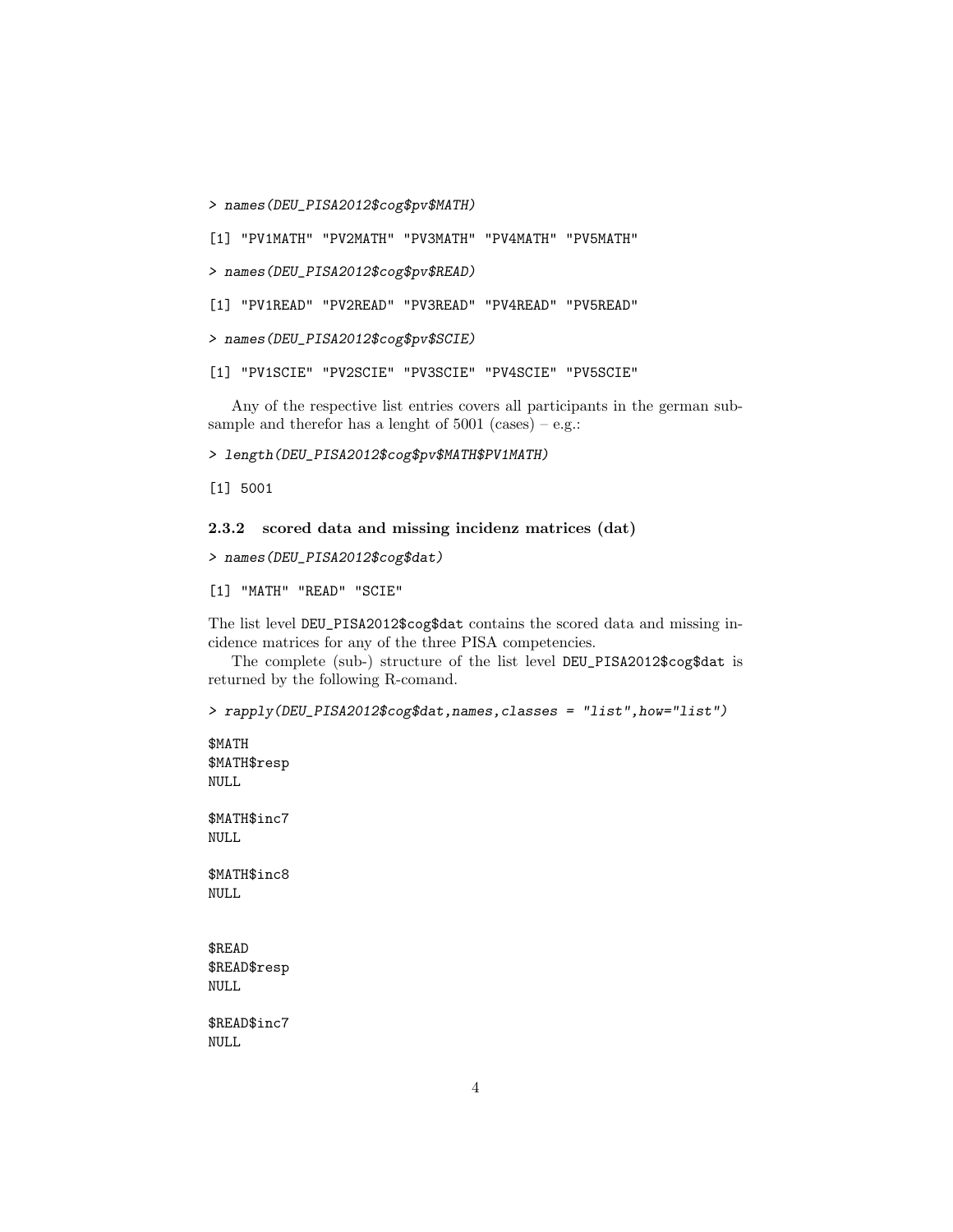```
> names(DEU_PISA2012$cog$pv$MATH)

[1] "PV1MATH" "PV2MATH" "PV3MATH" "PV4MATH" "PV5MATH"

> names(DEU_PISA2012$cog$pv$READ)

[1] "PV1READ" "PV2READ" "PV3READ" "PV4READ" "PV5READ"

> names(DEU_PISA2012$cog$pv$SCIE)

[1] "PV1SCIE" "PV2SCIE" "PV3SCIE" "PV4SCIE" "PV5SCIE"
```

Any of the respective list entries covers all participants in the german subsample and therefor has a lenght of 5001 (cases) – e.g.:

```
> length(DEU_PISA2012$cog$pv$MATH$PV1MATH)

[1] 5001
```

### 2.3.2 scored data and missing incidenz matrices (dat)

```
> names(DEU_PISA2012$cog$dat)

[1] "MATH" "READ" "SCIE"
```

The list level `DEU_PISA2012$cog$dat` contains the scored data and missing incidence matrices for any of the three PISA competencies.

The complete (sub-) structure of the list level `DEU_PISA2012$cog$dat` is returned by the following R-comand.

```
> rapply(DEU_PISA2012$cog$dat,names,classes = "list",how="list")

$MATH
$MATH$resp
NULL

$MATH$inc7
NULL

$MATH$inc8
NULL


$READ
$READ$resp
NULL

$READ$inc7
NULL
```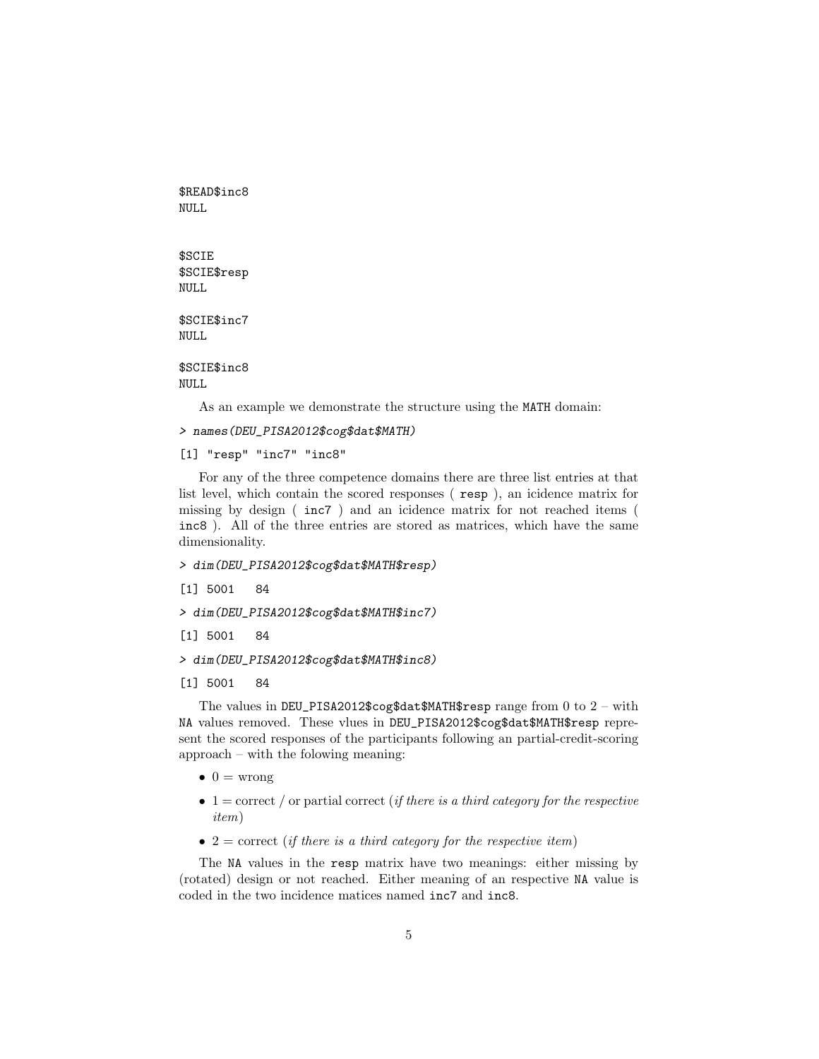```
$READ$inc8
NULL


$SCIE
$SCIE$resp
NULL

$SCIE$inc7
NULL

$SCIE$inc8
NULL
```

As an example we demonstrate the structure using the MATH domain:

```
> names(DEU_PISA2012$cog$dat$MATH)

[1] "resp" "inc7" "inc8"
```

For any of the three competence domains there are three list entries at that list level, which contain the scored responses ( `resp` ), an icidence matrix for missing by design ( `inc7` ) and an icidence matrix for not reached items ( `inc8` ). All of the three entries are stored as matrices, which have the same dimensionality.

```
> dim(DEU_PISA2012$cog$dat$MATH$resp)

[1] 5001   84

> dim(DEU_PISA2012$cog$dat$MATH$inc7)

[1] 5001   84

> dim(DEU_PISA2012$cog$dat$MATH$inc8)

[1] 5001   84
```

The values in `DEU_PISA2012$cog$dat$MATH$resp` range from 0 to 2 – with `NA` values removed. These vlues in `DEU_PISA2012$cog$dat$MATH$resp` represent the scored responses of the participants following an partial-credit-scoring approach – with the folowing meaning:

- 0 = wrong
- 1 = correct / or partial correct (*if there is a third category for the respective item*)
- 2 = correct (*if there is a third category for the respective item*)

The `NA` values in the `resp` matrix have two meanings: either missing by (rotated) design or not reached. Either meaning of an respective `NA` value is coded in the two incidence matices named `inc7` and `inc8`.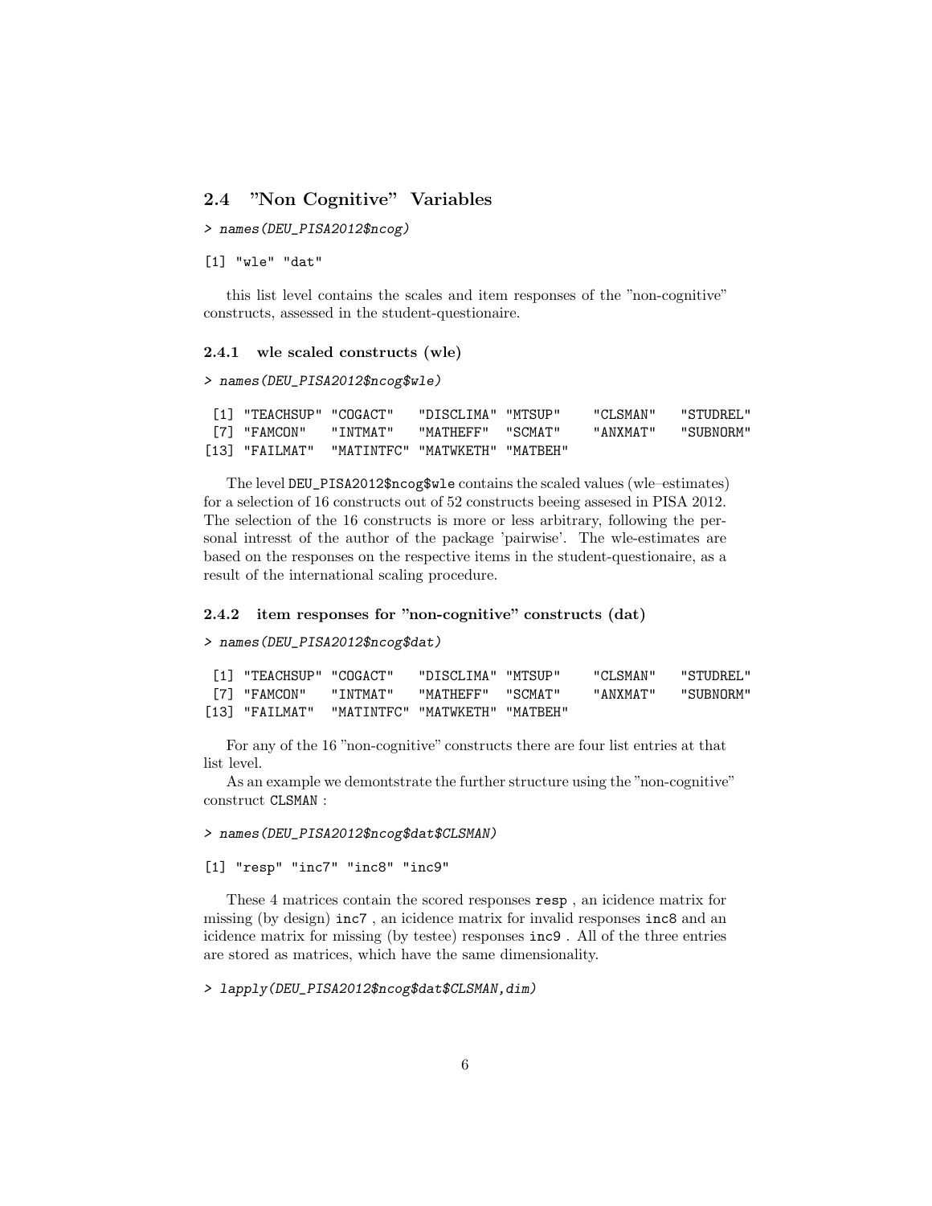### 2.4 "Non Cognitive" Variables

```
> names(DEU_PISA2012$ncog)
```

```
[1] "wle" "dat"
```

this list level contains the scales and item responses of the "non-cognitive" constructs, assessed in the student-questionaire.

#### 2.4.1 wle scaled constructs (wle)

```
> names(DEU_PISA2012$ncog$wle)
```

```
 [1] "TEACHSUP" "COGACT"   "DISCLIMA" "MTSUP"    "CLSMAN"   "STUDREL"
 [7] "FAMCON"   "INTMAT"   "MATHEFF"  "SCMAT"    "ANXMAT"   "SUBNORM"
[13] "FAILMAT"  "MATINTFC" "MATWKETH" "MATBEH"
```

The level `DEU_PISA2012$ncog$wle` contains the scaled values (wle–estimates) for a selection of 16 constructs out of 52 constructs beeing assesed in PISA 2012. The selection of the 16 constructs is more or less arbitrary, following the personal intresst of the author of the package 'pairwise'. The wle-estimates are based on the responses on the respective items in the student-questionaire, as a result of the international scaling procedure.

#### 2.4.2 item responses for "non-cognitive" constructs (dat)

```
> names(DEU_PISA2012$ncog$dat)
```

```
 [1] "TEACHSUP" "COGACT"   "DISCLIMA" "MTSUP"    "CLSMAN"   "STUDREL"
 [7] "FAMCON"   "INTMAT"   "MATHEFF"  "SCMAT"    "ANXMAT"   "SUBNORM"
[13] "FAILMAT"  "MATINTFC" "MATWKETH" "MATBEH"
```

For any of the 16 "non-cognitive" constructs there are four list entries at that list level.

As an example we demontstrate the further structure using the "non-cognitive" construct `CLSMAN` :

```
> names(DEU_PISA2012$ncog$dat$CLSMAN)
```

```
[1] "resp" "inc7" "inc8" "inc9"
```

These 4 matrices contain the scored responses `resp` , an icidence matrix for missing (by design) `inc7` , an icidence matrix for invalid responses `inc8` and an icidence matrix for missing (by testee) responses `inc9` . All of the three entries are stored as matrices, which have the same dimensionality.

```
> lapply(DEU_PISA2012$ncog$dat$CLSMAN,dim)
```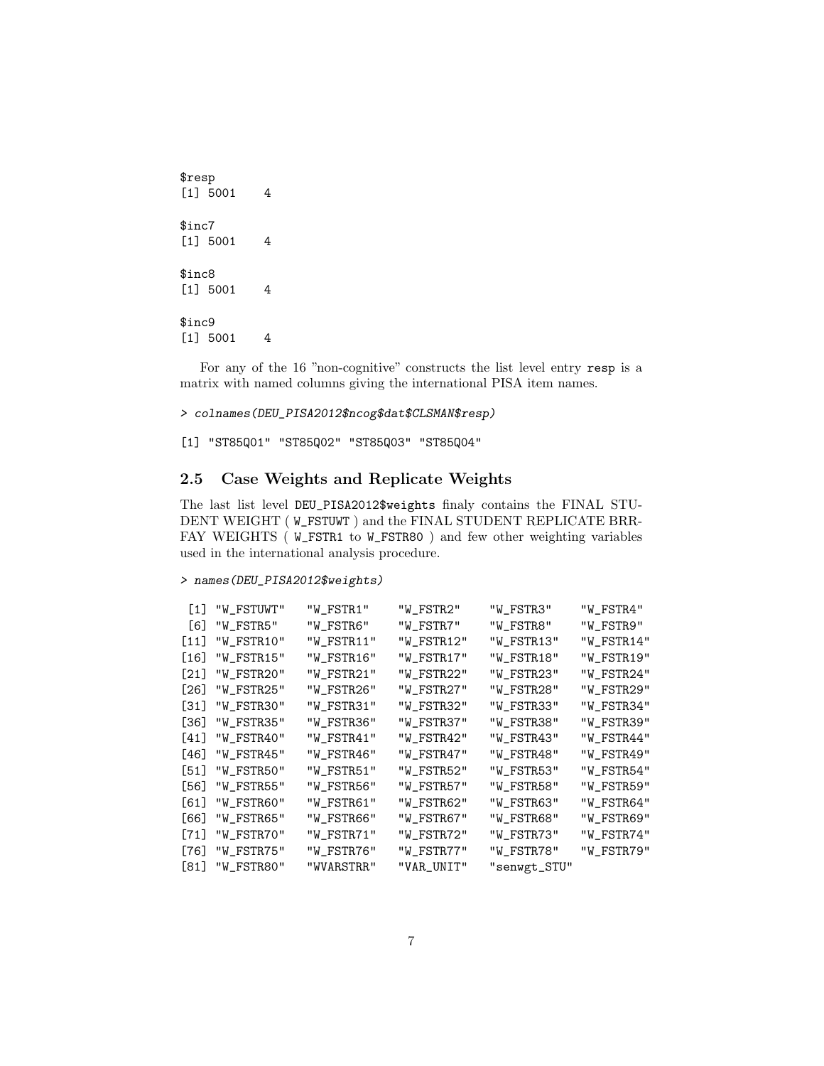```
$resp
[1] 5001    4

$inc7
[1] 5001    4

$inc8
[1] 5001    4

$inc9
[1] 5001    4
```

For any of the 16 "non-cognitive" constructs the list level entry `resp` is a matrix with named columns giving the international PISA item names.

```
> colnames(DEU_PISA2012$ncog$dat$CLSMAN$resp)

[1] "ST85Q01" "ST85Q02" "ST85Q03" "ST85Q04"
```

### 2.5 Case Weights and Replicate Weights

The last list level `DEU_PISA2012$weights` finaly contains the FINAL STUDENT WEIGHT ( `W_FSTUWT` ) and the FINAL STUDENT REPLICATE BRR-FAY WEIGHTS ( `W_FSTR1` to `W_FSTR80` ) and few other weighting variables used in the international analysis procedure.

```
> names(DEU_PISA2012$weights)

 [1] "W_FSTUWT"   "W_FSTR1"    "W_FSTR2"    "W_FSTR3"    "W_FSTR4"
 [6] "W_FSTR5"    "W_FSTR6"    "W_FSTR7"    "W_FSTR8"    "W_FSTR9"
[11] "W_FSTR10"   "W_FSTR11"   "W_FSTR12"   "W_FSTR13"   "W_FSTR14"
[16] "W_FSTR15"   "W_FSTR16"   "W_FSTR17"   "W_FSTR18"   "W_FSTR19"
[21] "W_FSTR20"   "W_FSTR21"   "W_FSTR22"   "W_FSTR23"   "W_FSTR24"
[26] "W_FSTR25"   "W_FSTR26"   "W_FSTR27"   "W_FSTR28"   "W_FSTR29"
[31] "W_FSTR30"   "W_FSTR31"   "W_FSTR32"   "W_FSTR33"   "W_FSTR34"
[36] "W_FSTR35"   "W_FSTR36"   "W_FSTR37"   "W_FSTR38"   "W_FSTR39"
[41] "W_FSTR40"   "W_FSTR41"   "W_FSTR42"   "W_FSTR43"   "W_FSTR44"
[46] "W_FSTR45"   "W_FSTR46"   "W_FSTR47"   "W_FSTR48"   "W_FSTR49"
[51] "W_FSTR50"   "W_FSTR51"   "W_FSTR52"   "W_FSTR53"   "W_FSTR54"
[56] "W_FSTR55"   "W_FSTR56"   "W_FSTR57"   "W_FSTR58"   "W_FSTR59"
[61] "W_FSTR60"   "W_FSTR61"   "W_FSTR62"   "W_FSTR63"   "W_FSTR64"
[66] "W_FSTR65"   "W_FSTR66"   "W_FSTR67"   "W_FSTR68"   "W_FSTR69"
[71] "W_FSTR70"   "W_FSTR71"   "W_FSTR72"   "W_FSTR73"   "W_FSTR74"
[76] "W_FSTR75"   "W_FSTR76"   "W_FSTR77"   "W_FSTR78"   "W_FSTR79"
[81] "W_FSTR80"   "WVARSTRR"   "VAR_UNIT"   "senwgt_STU"
```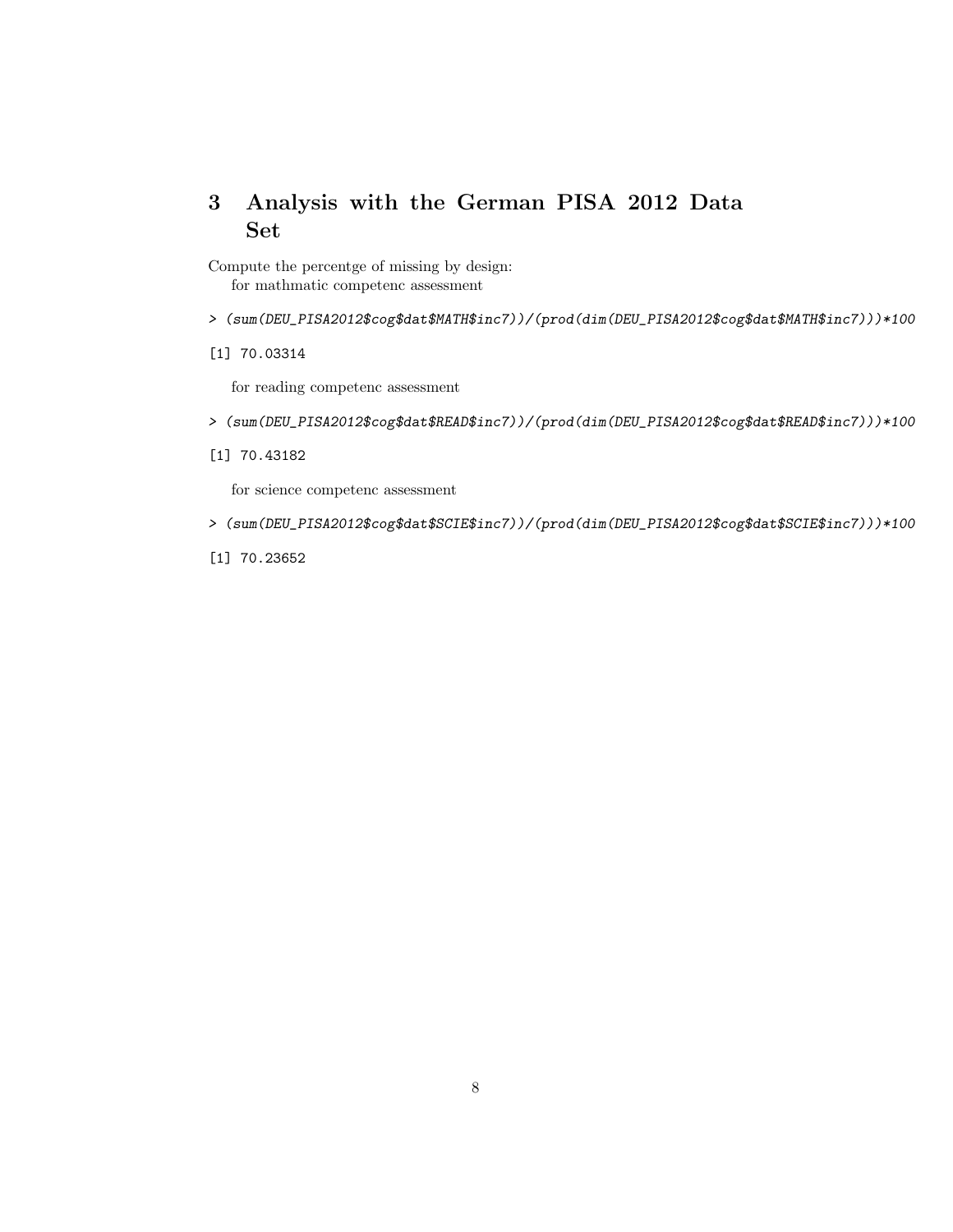# 3 Analysis with the German PISA 2012 Data Set

Compute the percentge of missing by design:
for mathmatic competenc assessment

```
> (sum(DEU_PISA2012$cog$dat$MATH$inc7))/(prod(dim(DEU_PISA2012$cog$dat$MATH$inc7)))*100
```

```
[1] 70.03314
```

for reading competenc assessment

```
> (sum(DEU_PISA2012$cog$dat$READ$inc7))/(prod(dim(DEU_PISA2012$cog$dat$READ$inc7)))*100
```

```
[1] 70.43182
```

for science competenc assessment

```
> (sum(DEU_PISA2012$cog$dat$SCIE$inc7))/(prod(dim(DEU_PISA2012$cog$dat$SCIE$inc7)))*100
```

```
[1] 70.23652
```